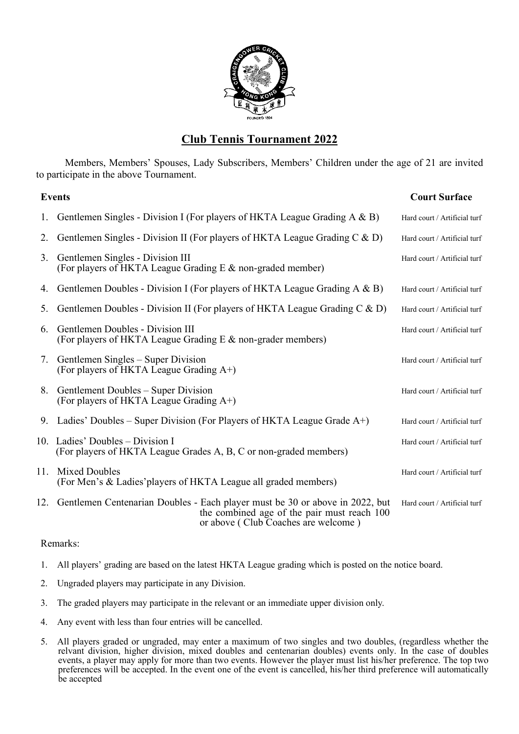# Club Tennis Tournament 2022

Members, Members' Spouses, Lady Subscribers, Members' Children under the age of 21 are invited to participate in the above Tournament.

| Events | Court Surface |
| --- | --- |
| 1. Gentlemen Singles - Division I (For players of HKTA League Grading A & B) | Hard court / Artificial turf |
| 2. Gentlemen Singles - Division II (For players of HKTA League Grading C & D) | Hard court / Artificial turf |
| 3. Gentlemen Singles - Division III (For players of HKTA League Grading E & non-graded member) | Hard court / Artificial turf |
| 4. Gentlemen Doubles - Division I (For players of HKTA League Grading A & B) | Hard court / Artificial turf |
| 5. Gentlemen Doubles - Division II (For players of HKTA League Grading C & D) | Hard court / Artificial turf |
| 6. Gentlemen Doubles - Division III (For players of HKTA League Grading E & non-grader members) | Hard court / Artificial turf |
| 7. Gentlemen Singles – Super Division (For players of HKTA League Grading A+) | Hard court / Artificial turf |
| 8. Gentlement Doubles – Super Division (For players of HKTA League Grading A+) | Hard court / Artificial turf |
| 9. Ladies' Doubles – Super Division (For Players of HKTA League Grade A+) | Hard court / Artificial turf |
| 10. Ladies' Doubles – Division I (For players of HKTA League Grades A, B, C or non-graded members) | Hard court / Artificial turf |
| 11. Mixed Doubles (For Men's & Ladies'players of HKTA League all graded members) | Hard court / Artificial turf |
| 12. Gentlemen Centenarian Doubles - Each player must be 30 or above in 2022, but the combined age of the pair must reach 100 or above ( Club Coaches are welcome ) | Hard court / Artificial turf |

Remarks:

1. All players' grading are based on the latest HKTA League grading which is posted on the notice board.
2. Ungraded players may participate in any Division.
3. The graded players may participate in the relevant or an immediate upper division only.
4. Any event with less than four entries will be cancelled.
5. All players graded or ungraded, may enter a maximum of two singles and two doubles, (regardless whether the relvant division, higher division, mixed doubles and centenarian doubles) events only. In the case of doubles events, a player may apply for more than two events. However the player must list his/her preference. The top two preferences will be accepted. In the event one of the event is cancelled, his/her third preference will automatically be accepted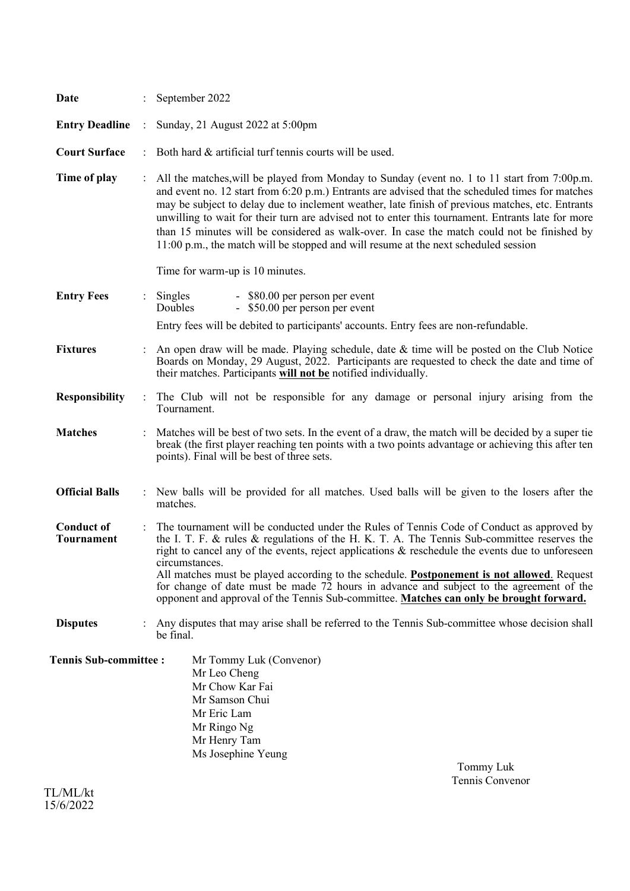**Date** : September 2022

**Entry Deadline** : Sunday, 21 August 2022 at 5:00pm

**Court Surface** : Both hard & artificial turf tennis courts will be used.

**Time of play** : All the matches,will be played from Monday to Sunday (event no. 1 to 11 start from 7:00p.m. and event no. 12 start from 6:20 p.m.) Entrants are advised that the scheduled times for matches may be subject to delay due to inclement weather, late finish of previous matches, etc. Entrants unwilling to wait for their turn are advised not to enter this tournament. Entrants late for more than 15 minutes will be considered as walk-over. In case the match could not be finished by 11:00 p.m., the match will be stopped and will resume at the next scheduled session

Time for warm-up is 10 minutes.

**Entry Fees** : Singles - $80.00 per person per event
Doubles - $50.00 per person per event

Entry fees will be debited to participants' accounts. Entry fees are non-refundable.

**Fixtures** : An open draw will be made. Playing schedule, date & time will be posted on the Club Notice Boards on Monday, 29 August, 2022. Participants are requested to check the date and time of their matches. Participants **will not be** notified individually.

**Responsibility** : The Club will not be responsible for any damage or personal injury arising from the Tournament.

**Matches** : Matches will be best of two sets. In the event of a draw, the match will be decided by a super tie break (the first player reaching ten points with a two points advantage or achieving this after ten points). Final will be best of three sets.

**Official Balls** : New balls will be provided for all matches. Used balls will be given to the losers after the matches.

**Conduct of Tournament** : The tournament will be conducted under the Rules of Tennis Code of Conduct as approved by the I. T. F. & rules & regulations of the H. K. T. A. The Tennis Sub-committee reserves the right to cancel any of the events, reject applications & reschedule the events due to unforeseen circumstances.
All matches must be played according to the schedule. **Postponement is not allowed**. Request for change of date must be made 72 hours in advance and subject to the agreement of the opponent and approval of the Tennis Sub-committee. **Matches can only be brought forward.**

**Disputes** : Any disputes that may arise shall be referred to the Tennis Sub-committee whose decision shall be final.

**Tennis Sub-committee :**
Mr Tommy Luk (Convenor)
Mr Leo Cheng
Mr Chow Kar Fai
Mr Samson Chui
Mr Eric Lam
Mr Ringo Ng
Mr Henry Tam
Ms Josephine Yeung

Tommy Luk
Tennis Convenor

TL/ML/kt
15/6/2022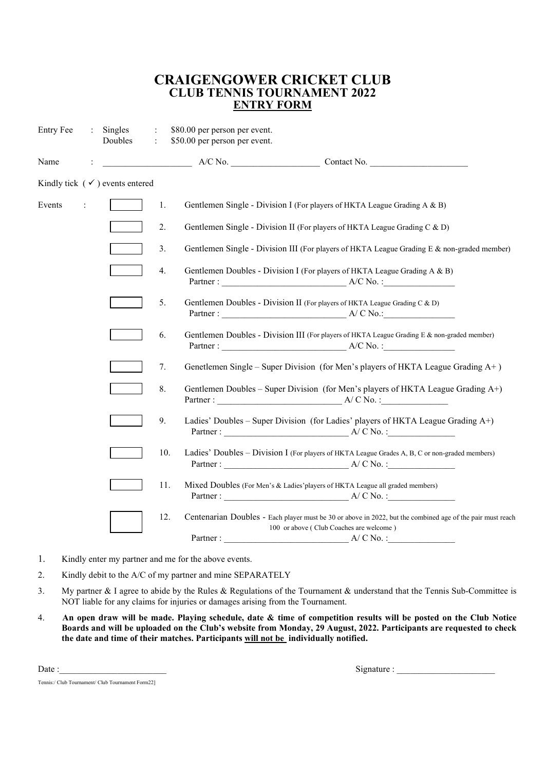# CRAIGENGOWER CRICKET CLUB
## CLUB TENNIS TOURNAMENT 2022
## ENTRY FORM

Entry Fee : Singles : $80.00 per person per event.
Doubles : $50.00 per person per event.

Name : ____________________ A/C No. ____________________ Contact No. ______________________

Kindly tick ( ✓ ) events entered

Events :

☐ 1. Gentlemen Single - Division I (For players of HKTA League Grading A & B)

☐ 2. Gentlemen Single - Division II (For players of HKTA League Grading C & D)

☐ 3. Gentlemen Single - Division III (For players of HKTA League Grading E & non-graded member)

☐ 4. Gentlemen Doubles - Division I (For players of HKTA League Grading A & B)
Partner : ____________________________ A/C No. :________________

☐ 5. Gentlemen Doubles - Division II (For players of HKTA League Grading C & D)
Partner : ____________________________ A/ C No.:________________

☐ 6. Gentlemen Doubles - Division III (For players of HKTA League Grading E & non-graded member)
Partner : ____________________________ A/C No. :________________

☐ 7. Genetlemen Single – Super Division (for Men's players of HKTA League Grading A+ )

☐ 8. Gentlemen Doubles – Super Division (for Men's players of HKTA League Grading A+)
Partner : ____________________________ A/ C No. :_______________

☐ 9. Ladies' Doubles – Super Division (for Ladies' players of HKTA League Grading A+)
Partner : ____________________________ A/ C No. :_______________

☐ 10. Ladies' Doubles – Division I (For players of HKTA League Grades A, B, C or non-graded members)
Partner : ____________________________ A/ C No. :_______________

☐ 11. Mixed Doubles (For Men's & Ladies'players of HKTA League all graded members)
Partner : ____________________________ A/ C No. :_______________

☐ 12. Centenarian Doubles - Each player must be 30 or above in 2022, but the combined age of the pair must reach 100 or above ( Club Coaches are welcome )
Partner : ____________________________ A/ C No. :_______________

1. Kindly enter my partner and me for the above events.
2. Kindly debit to the A/C of my partner and mine SEPARATELY
3. My partner & I agree to abide by the Rules & Regulations of the Tournament & understand that the Tennis Sub-Committee is NOT liable for any claims for injuries or damages arising from the Tournament.
4. **An open draw will be made. Playing schedule, date & time of competition results will be posted on the Club Notice Boards and will be uploaded on the Club's website from Monday, 29 August, 2022. Participants are requested to check the date and time of their matches. Participants <u>will not be</u> individually notified.**

Date :________________________ Signature : ______________________

Tennis:/ Club Tournament/ Club Tournament Form22]